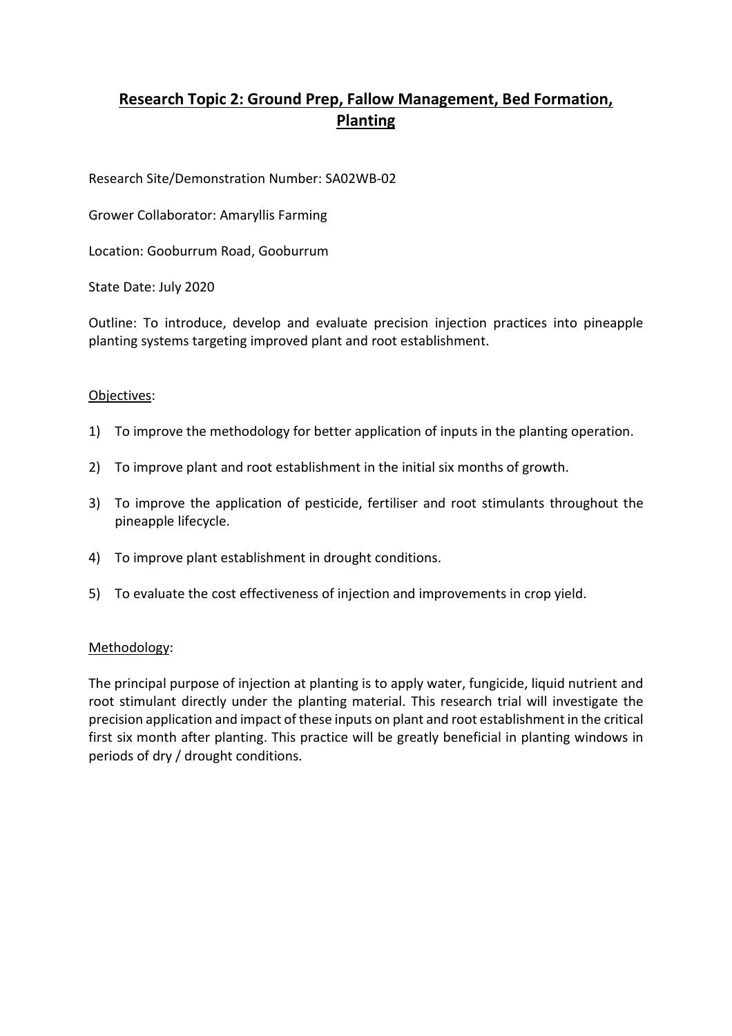# Research Topic 2: Ground Prep, Fallow Management, Bed Formation, Planting

Research Site/Demonstration Number: SA02WB-02

Grower Collaborator: Amaryllis Farming

Location: Gooburrum Road, Gooburrum

State Date: July 2020

Outline: To introduce, develop and evaluate precision injection practices into pineapple planting systems targeting improved plant and root establishment.

Objectives:

1) To improve the methodology for better application of inputs in the planting operation.
2) To improve plant and root establishment in the initial six months of growth.
3) To improve the application of pesticide, fertiliser and root stimulants throughout the pineapple lifecycle.
4) To improve plant establishment in drought conditions.
5) To evaluate the cost effectiveness of injection and improvements in crop yield.

Methodology:

The principal purpose of injection at planting is to apply water, fungicide, liquid nutrient and root stimulant directly under the planting material. This research trial will investigate the precision application and impact of these inputs on plant and root establishment in the critical first six month after planting. This practice will be greatly beneficial in planting windows in periods of dry / drought conditions.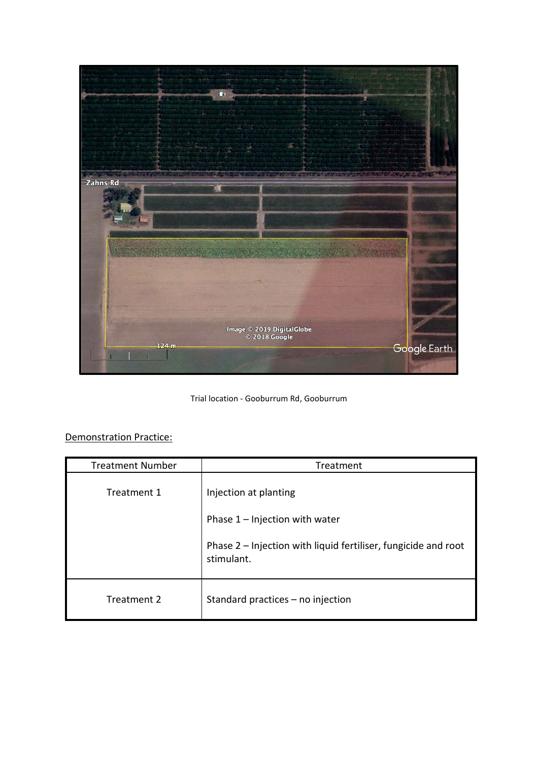Trial location - Gooburrum Rd, Gooburrum

Demonstration Practice:

| Treatment Number | Treatment |
|---|---|
| Treatment 1 | Injection at planting<br><br>Phase 1 – Injection with water<br><br>Phase 2 – Injection with liquid fertiliser, fungicide and root stimulant. |
| Treatment 2 | Standard practices – no injection |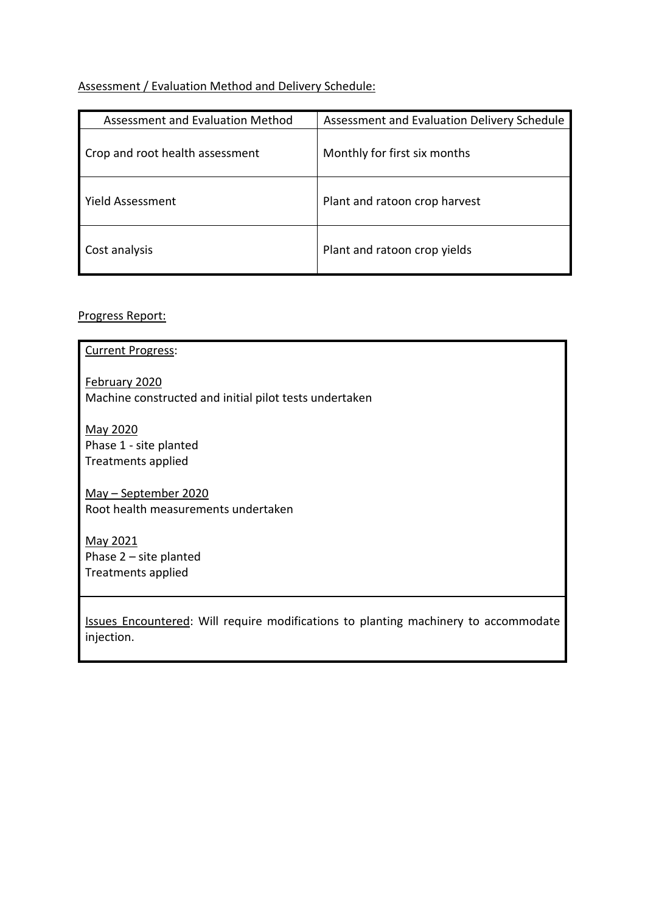Assessment / Evaluation Method and Delivery Schedule:

| Assessment and Evaluation Method | Assessment and Evaluation Delivery Schedule |
|---|---|
| Crop and root health assessment | Monthly for first six months |
| Yield Assessment | Plant and ratoon crop harvest |
| Cost analysis | Plant and ratoon crop yields |

Progress Report:

Current Progress:

February 2020
Machine constructed and initial pilot tests undertaken

May 2020
Phase 1 - site planted
Treatments applied

May – September 2020
Root health measurements undertaken

May 2021
Phase 2 – site planted
Treatments applied

Issues Encountered: Will require modifications to planting machinery to accommodate injection.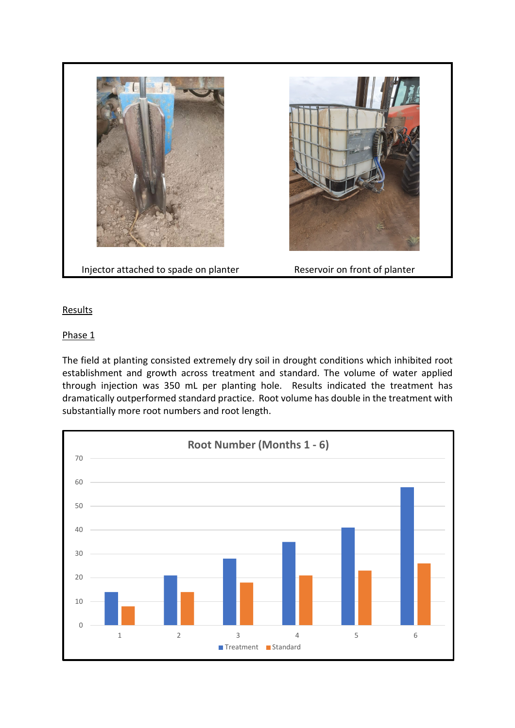Injector attached to spade on planter

Reservoir on front of planter

Results

Phase 1

The field at planting consisted extremely dry soil in drought conditions which inhibited root establishment and growth across treatment and standard. The volume of water applied through injection was 350 mL per planting hole. Results indicated the treatment has dramatically outperformed standard practice. Root volume has double in the treatment with substantially more root numbers and root length.

Root Number (Months 1 - 6)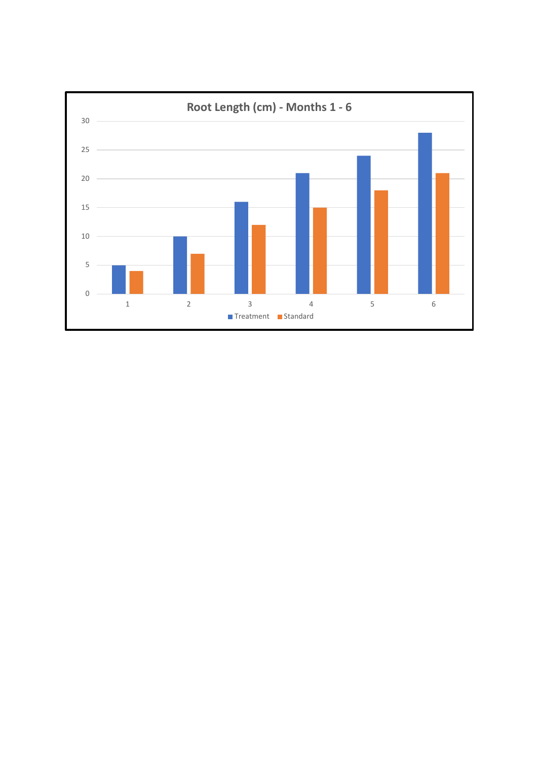Root Length (cm) - Months 1 - 6

30
25
20
15
10
5
0

1
2
3
4
5
6

Treatment
Standard